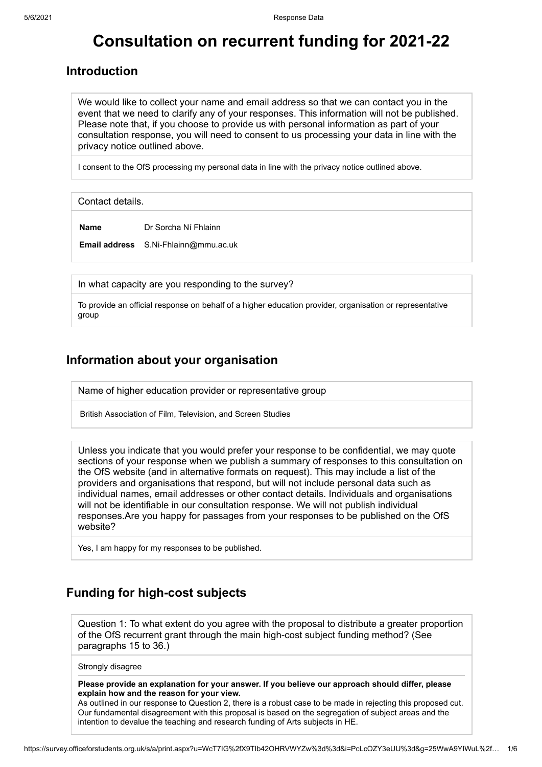# Consultation on recurrent funding for 2021-22

## Introduction

We would like to collect your name and email address so that we can contact you in the event that we need to clarify any of your responses. This information will not be published. Please note that, if you choose to provide us with personal information as part of your consultation response, you will need to consent to us processing your data in line with the privacy notice outlined above.

I consent to the OfS processing my personal data in line with the privacy notice outlined above.

Contact details.

**Name** Dr Sorcha Ní Fhlainn

**Email address** S.Ni-Fhlainn@mmu.ac.uk

In what capacity are you responding to the survey?

To provide an official response on behalf of a higher education provider, organisation or representative group

## Information about your organisation

Name of higher education provider or representative group

British Association of Film, Television, and Screen Studies

Unless you indicate that you would prefer your response to be confidential, we may quote sections of your response when we publish a summary of responses to this consultation on the OfS website (and in alternative formats on request). This may include a list of the providers and organisations that respond, but will not include personal data such as individual names, email addresses or other contact details. Individuals and organisations will not be identifiable in our consultation response. We will not publish individual responses.Are you happy for passages from your responses to be published on the OfS website?

Yes, I am happy for my responses to be published.

## Funding for high-cost subjects

Question 1: To what extent do you agree with the proposal to distribute a greater proportion of the OfS recurrent grant through the main high-cost subject funding method? (See paragraphs 15 to 36.)

Strongly disagree

**Please provide an explanation for your answer. If you believe our approach should differ, please explain how and the reason for your view.**

As outlined in our response to Question 2, there is a robust case to be made in rejecting this proposed cut. Our fundamental disagreement with this proposal is based on the segregation of subject areas and the intention to devalue the teaching and research funding of Arts subjects in HE.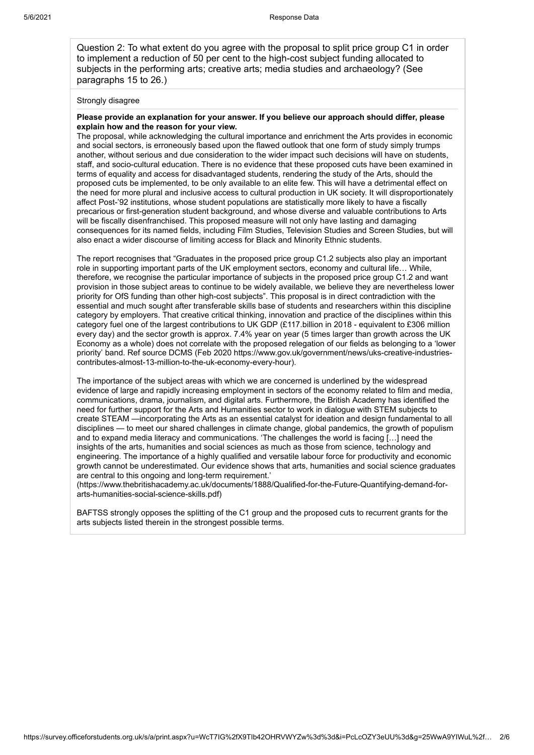Question 2: To what extent do you agree with the proposal to split price group C1 in order to implement a reduction of 50 per cent to the high-cost subject funding allocated to subjects in the performing arts; creative arts; media studies and archaeology? (See paragraphs 15 to 26.)

Strongly disagree

**Please provide an explanation for your answer. If you believe our approach should differ, please explain how and the reason for your view.**

The proposal, while acknowledging the cultural importance and enrichment the Arts provides in economic and social sectors, is erroneously based upon the flawed outlook that one form of study simply trumps another, without serious and due consideration to the wider impact such decisions will have on students, staff, and socio-cultural education. There is no evidence that these proposed cuts have been examined in terms of equality and access for disadvantaged students, rendering the study of the Arts, should the proposed cuts be implemented, to be only available to an elite few. This will have a detrimental effect on the need for more plural and inclusive access to cultural production in UK society. It will disproportionately affect Post-'92 institutions, whose student populations are statistically more likely to have a fiscally precarious or first-generation student background, and whose diverse and valuable contributions to Arts will be fiscally disenfranchised. This proposed measure will not only have lasting and damaging consequences for its named fields, including Film Studies, Television Studies and Screen Studies, but will also enact a wider discourse of limiting access for Black and Minority Ethnic students.

The report recognises that "Graduates in the proposed price group C1.2 subjects also play an important role in supporting important parts of the UK employment sectors, economy and cultural life… While, therefore, we recognise the particular importance of subjects in the proposed price group C1.2 and want provision in those subject areas to continue to be widely available, we believe they are nevertheless lower priority for OfS funding than other high-cost subjects". This proposal is in direct contradiction with the essential and much sought after transferable skills base of students and researchers within this discipline category by employers. That creative critical thinking, innovation and practice of the disciplines within this category fuel one of the largest contributions to UK GDP (£117.billion in 2018 - equivalent to £306 million every day) and the sector growth is approx. 7.4% year on year (5 times larger than growth across the UK Economy as a whole) does not correlate with the proposed relegation of our fields as belonging to a 'lower priority' band. Ref source DCMS (Feb 2020 https://www.gov.uk/government/news/uks-creative-industries-contributes-almost-13-million-to-the-uk-economy-every-hour).

The importance of the subject areas with which we are concerned is underlined by the widespread evidence of large and rapidly increasing employment in sectors of the economy related to film and media, communications, drama, journalism, and digital arts. Furthermore, the British Academy has identified the need for further support for the Arts and Humanities sector to work in dialogue with STEM subjects to create STEAM —incorporating the Arts as an essential catalyst for ideation and design fundamental to all disciplines — to meet our shared challenges in climate change, global pandemics, the growth of populism and to expand media literacy and communications. 'The challenges the world is facing […] need the insights of the arts, humanities and social sciences as much as those from science, technology and engineering. The importance of a highly qualified and versatile labour force for productivity and economic growth cannot be underestimated. Our evidence shows that arts, humanities and social science graduates are central to this ongoing and long-term requirement.'
(https://www.thebritishacademy.ac.uk/documents/1888/Qualified-for-the-Future-Quantifying-demand-for-arts-humanities-social-science-skills.pdf)

BAFTSS strongly opposes the splitting of the C1 group and the proposed cuts to recurrent grants for the arts subjects listed therein in the strongest possible terms.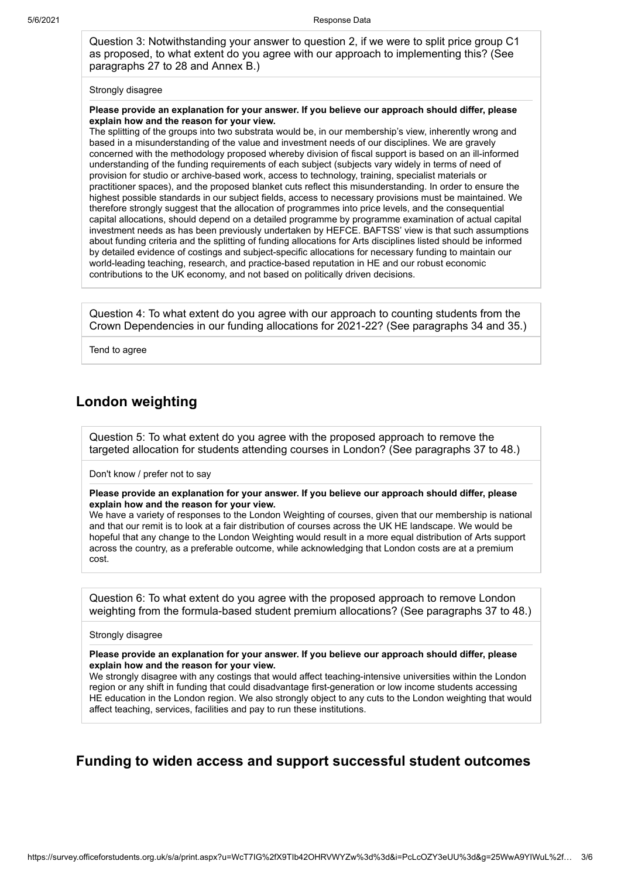Question 3: Notwithstanding your answer to question 2, if we were to split price group C1 as proposed, to what extent do you agree with our approach to implementing this? (See paragraphs 27 to 28 and Annex B.)

Strongly disagree

**Please provide an explanation for your answer. If you believe our approach should differ, please explain how and the reason for your view.**

The splitting of the groups into two substrata would be, in our membership's view, inherently wrong and based in a misunderstanding of the value and investment needs of our disciplines. We are gravely concerned with the methodology proposed whereby division of fiscal support is based on an ill-informed understanding of the funding requirements of each subject (subjects vary widely in terms of need of provision for studio or archive-based work, access to technology, training, specialist materials or practitioner spaces), and the proposed blanket cuts reflect this misunderstanding. In order to ensure the highest possible standards in our subject fields, access to necessary provisions must be maintained. We therefore strongly suggest that the allocation of programmes into price levels, and the consequential capital allocations, should depend on a detailed programme by programme examination of actual capital investment needs as has been previously undertaken by HEFCE. BAFTSS' view is that such assumptions about funding criteria and the splitting of funding allocations for Arts disciplines listed should be informed by detailed evidence of costings and subject-specific allocations for necessary funding to maintain our world-leading teaching, research, and practice-based reputation in HE and our robust economic contributions to the UK economy, and not based on politically driven decisions.

Question 4: To what extent do you agree with our approach to counting students from the Crown Dependencies in our funding allocations for 2021-22? (See paragraphs 34 and 35.)

Tend to agree

## London weighting

Question 5: To what extent do you agree with the proposed approach to remove the targeted allocation for students attending courses in London? (See paragraphs 37 to 48.)

Don't know / prefer not to say

**Please provide an explanation for your answer. If you believe our approach should differ, please explain how and the reason for your view.**

We have a variety of responses to the London Weighting of courses, given that our membership is national and that our remit is to look at a fair distribution of courses across the UK HE landscape. We would be hopeful that any change to the London Weighting would result in a more equal distribution of Arts support across the country, as a preferable outcome, while acknowledging that London costs are at a premium cost.

Question 6: To what extent do you agree with the proposed approach to remove London weighting from the formula-based student premium allocations? (See paragraphs 37 to 48.)

Strongly disagree

**Please provide an explanation for your answer. If you believe our approach should differ, please explain how and the reason for your view.**

We strongly disagree with any costings that would affect teaching-intensive universities within the London region or any shift in funding that could disadvantage first-generation or low income students accessing HE education in the London region. We also strongly object to any cuts to the London weighting that would affect teaching, services, facilities and pay to run these institutions.

## Funding to widen access and support successful student outcomes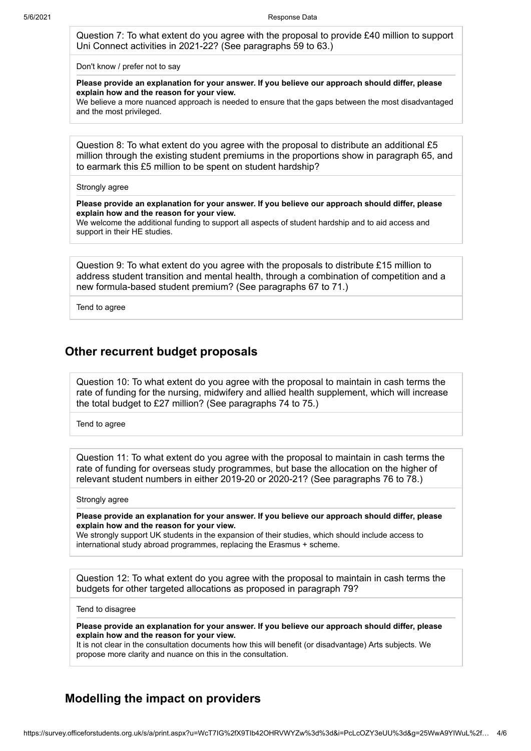Question 7: To what extent do you agree with the proposal to provide £40 million to support Uni Connect activities in 2021-22? (See paragraphs 59 to 63.)

Don't know / prefer not to say

**Please provide an explanation for your answer. If you believe our approach should differ, please explain how and the reason for your view.**

We believe a more nuanced approach is needed to ensure that the gaps between the most disadvantaged and the most privileged.

Question 8: To what extent do you agree with the proposal to distribute an additional £5 million through the existing student premiums in the proportions show in paragraph 65, and to earmark this £5 million to be spent on student hardship?

Strongly agree

**Please provide an explanation for your answer. If you believe our approach should differ, please explain how and the reason for your view.**

We welcome the additional funding to support all aspects of student hardship and to aid access and support in their HE studies.

Question 9: To what extent do you agree with the proposals to distribute £15 million to address student transition and mental health, through a combination of competition and a new formula-based student premium? (See paragraphs 67 to 71.)

Tend to agree

## Other recurrent budget proposals

Question 10: To what extent do you agree with the proposal to maintain in cash terms the rate of funding for the nursing, midwifery and allied health supplement, which will increase the total budget to £27 million? (See paragraphs 74 to 75.)

Tend to agree

Question 11: To what extent do you agree with the proposal to maintain in cash terms the rate of funding for overseas study programmes, but base the allocation on the higher of relevant student numbers in either 2019-20 or 2020-21? (See paragraphs 76 to 78.)

Strongly agree

**Please provide an explanation for your answer. If you believe our approach should differ, please explain how and the reason for your view.**

We strongly support UK students in the expansion of their studies, which should include access to international study abroad programmes, replacing the Erasmus + scheme.

Question 12: To what extent do you agree with the proposal to maintain in cash terms the budgets for other targeted allocations as proposed in paragraph 79?

Tend to disagree

**Please provide an explanation for your answer. If you believe our approach should differ, please explain how and the reason for your view.**

It is not clear in the consultation documents how this will benefit (or disadvantage) Arts subjects. We propose more clarity and nuance on this in the consultation.

## Modelling the impact on providers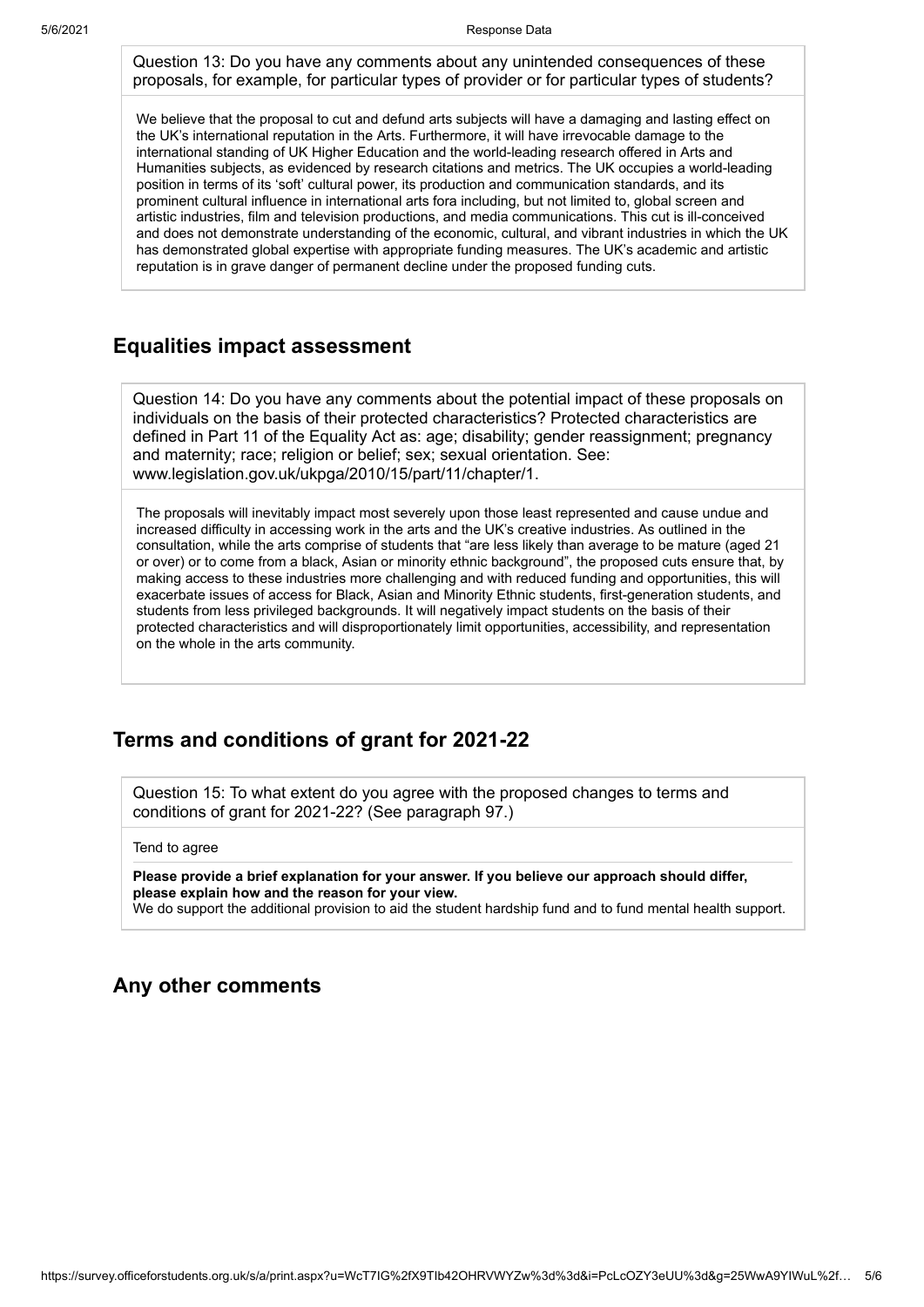Question 13: Do you have any comments about any unintended consequences of these proposals, for example, for particular types of provider or for particular types of students?

We believe that the proposal to cut and defund arts subjects will have a damaging and lasting effect on the UK's international reputation in the Arts. Furthermore, it will have irrevocable damage to the international standing of UK Higher Education and the world-leading research offered in Arts and Humanities subjects, as evidenced by research citations and metrics. The UK occupies a world-leading position in terms of its 'soft' cultural power, its production and communication standards, and its prominent cultural influence in international arts fora including, but not limited to, global screen and artistic industries, film and television productions, and media communications. This cut is ill-conceived and does not demonstrate understanding of the economic, cultural, and vibrant industries in which the UK has demonstrated global expertise with appropriate funding measures. The UK's academic and artistic reputation is in grave danger of permanent decline under the proposed funding cuts.

## Equalities impact assessment

Question 14: Do you have any comments about the potential impact of these proposals on individuals on the basis of their protected characteristics? Protected characteristics are defined in Part 11 of the Equality Act as: age; disability; gender reassignment; pregnancy and maternity; race; religion or belief; sex; sexual orientation. See: www.legislation.gov.uk/ukpga/2010/15/part/11/chapter/1.

The proposals will inevitably impact most severely upon those least represented and cause undue and increased difficulty in accessing work in the arts and the UK's creative industries. As outlined in the consultation, while the arts comprise of students that "are less likely than average to be mature (aged 21 or over) or to come from a black, Asian or minority ethnic background", the proposed cuts ensure that, by making access to these industries more challenging and with reduced funding and opportunities, this will exacerbate issues of access for Black, Asian and Minority Ethnic students, first-generation students, and students from less privileged backgrounds. It will negatively impact students on the basis of their protected characteristics and will disproportionately limit opportunities, accessibility, and representation on the whole in the arts community.

## Terms and conditions of grant for 2021-22

Question 15: To what extent do you agree with the proposed changes to terms and conditions of grant for 2021-22? (See paragraph 97.)

Tend to agree

**Please provide a brief explanation for your answer. If you believe our approach should differ, please explain how and the reason for your view.**

We do support the additional provision to aid the student hardship fund and to fund mental health support.

## Any other comments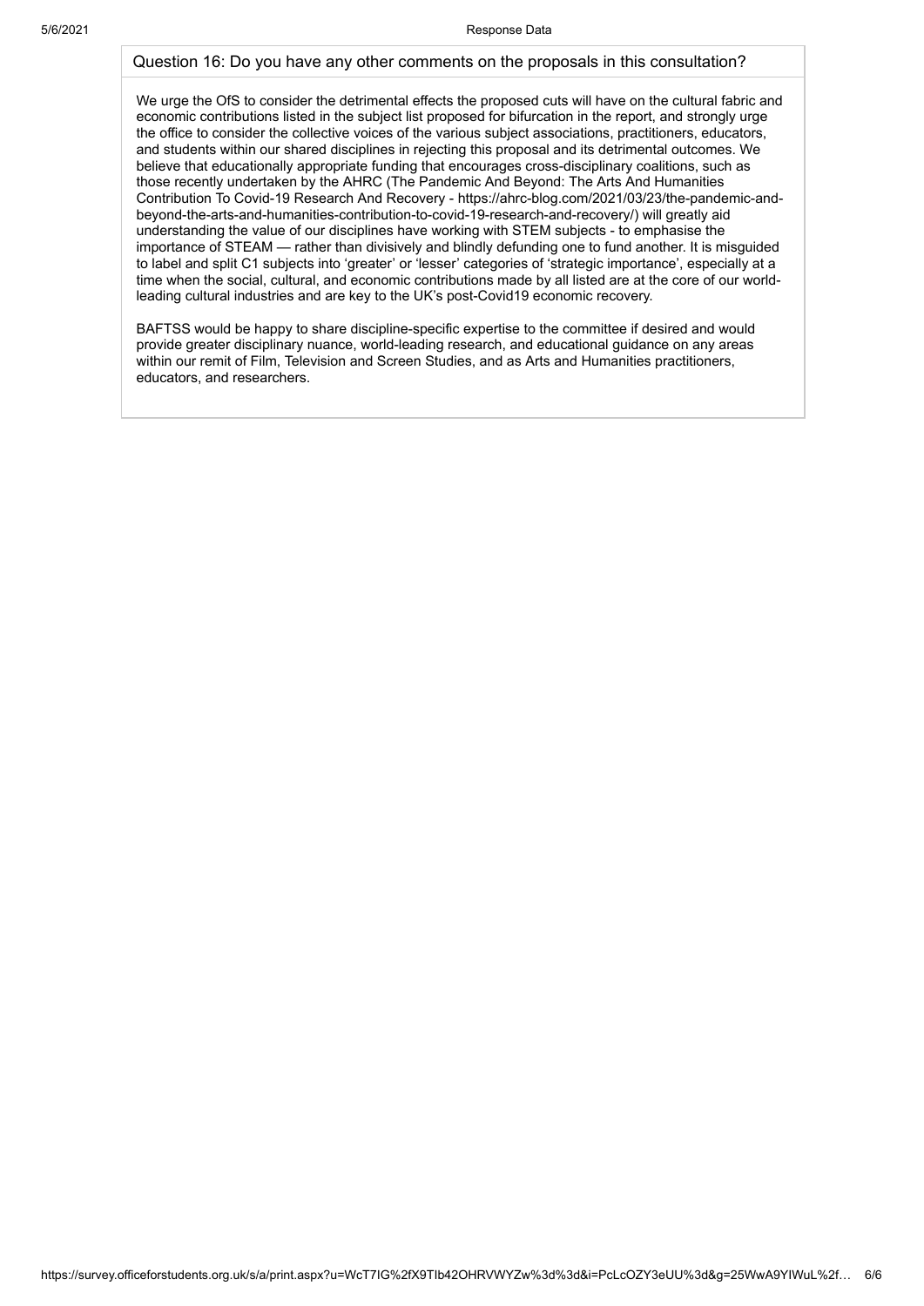Question 16: Do you have any other comments on the proposals in this consultation?

We urge the OfS to consider the detrimental effects the proposed cuts will have on the cultural fabric and economic contributions listed in the subject list proposed for bifurcation in the report, and strongly urge the office to consider the collective voices of the various subject associations, practitioners, educators, and students within our shared disciplines in rejecting this proposal and its detrimental outcomes. We believe that educationally appropriate funding that encourages cross-disciplinary coalitions, such as those recently undertaken by the AHRC (The Pandemic And Beyond: The Arts And Humanities Contribution To Covid-19 Research And Recovery - https://ahrc-blog.com/2021/03/23/the-pandemic-and-beyond-the-arts-and-humanities-contribution-to-covid-19-research-and-recovery/) will greatly aid understanding the value of our disciplines have working with STEM subjects - to emphasise the importance of STEAM — rather than divisively and blindly defunding one to fund another. It is misguided to label and split C1 subjects into 'greater' or 'lesser' categories of 'strategic importance', especially at a time when the social, cultural, and economic contributions made by all listed are at the core of our world-leading cultural industries and are key to the UK's post-Covid19 economic recovery.

BAFTSS would be happy to share discipline-specific expertise to the committee if desired and would provide greater disciplinary nuance, world-leading research, and educational guidance on any areas within our remit of Film, Television and Screen Studies, and as Arts and Humanities practitioners, educators, and researchers.